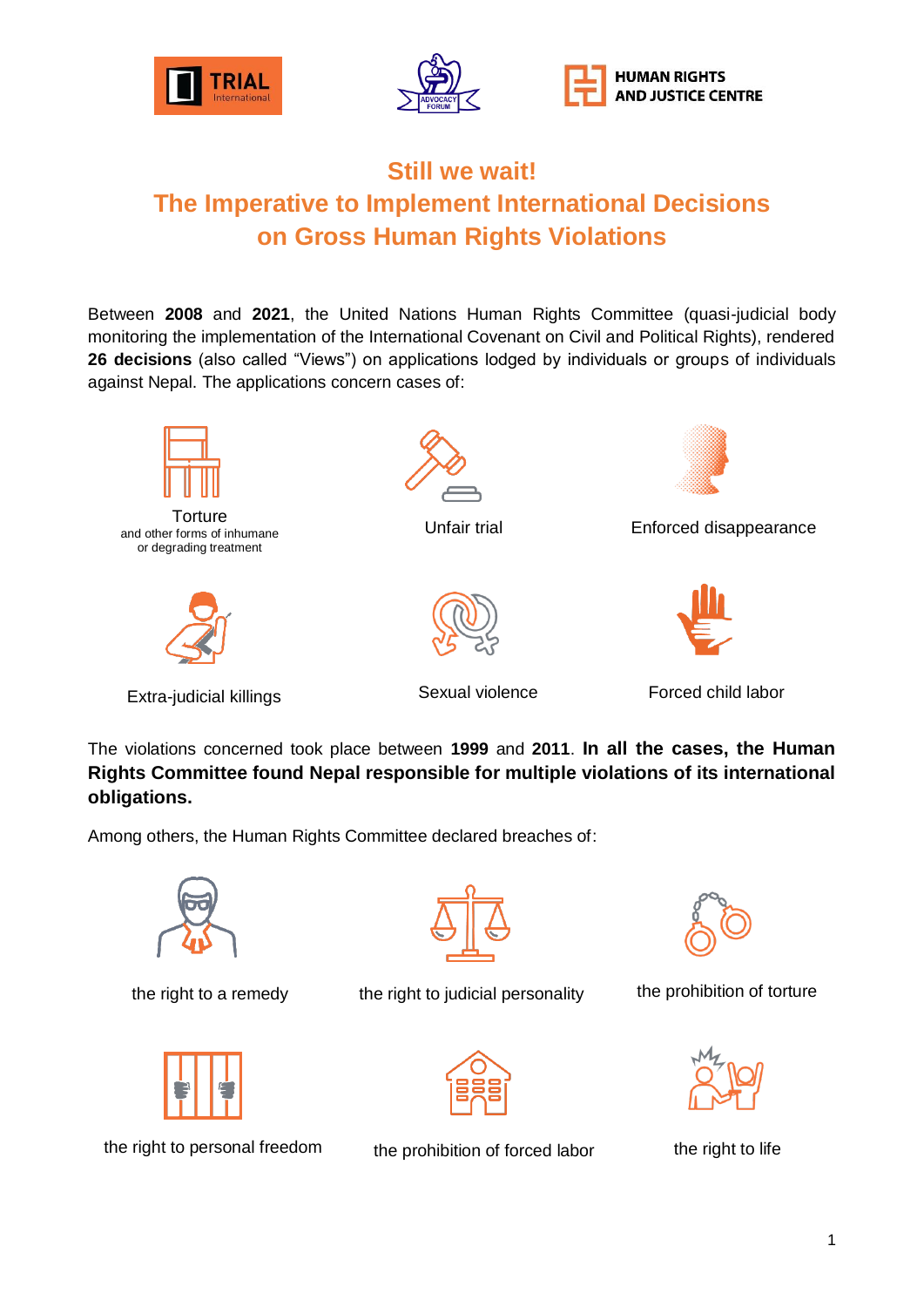# Still we wait!
# The Imperative to Implement International Decisions on Gross Human Rights Violations

Between **2008** and **2021**, the United Nations Human Rights Committee (quasi-judicial body monitoring the implementation of the International Covenant on Civil and Political Rights), rendered **26 decisions** (also called "Views") on applications lodged by individuals or groups of individuals against Nepal. The applications concern cases of:

- Torture and other forms of inhumane or degrading treatment
- Unfair trial
- Enforced disappearance
- Extra-judicial killings
- Sexual violence
- Forced child labor

The violations concerned took place between **1999** and **2011**. **In all the cases, the Human Rights Committee found Nepal responsible for multiple violations of its international obligations.**

Among others, the Human Rights Committee declared breaches of:

- the right to a remedy
- the right to judicial personality
- the prohibition of torture
- the right to personal freedom
- the prohibition of forced labor
- the right to life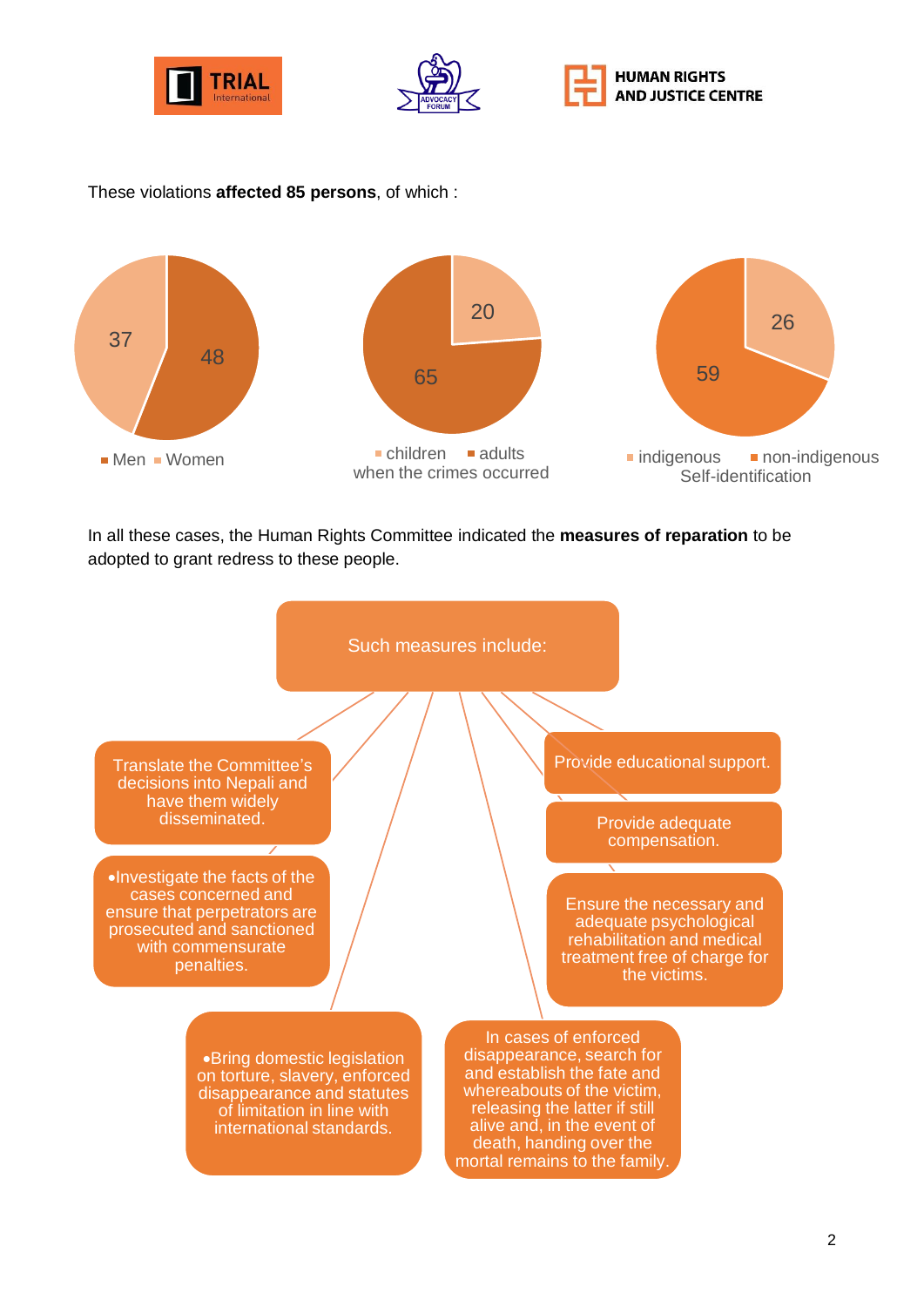These violations **affected 85 persons**, of which :

| Category | Number |
|---|---|
| Men | 48 |
| Women | 37 |

| When the crimes occurred | Number |
|---|---|
| children | 20 |
| adults | 65 |

| Self-identification | Number |
|---|---|
| indigenous | 26 |
| non-indigenous | 59 |

In all these cases, the Human Rights Committee indicated the **measures of reparation** to be adopted to grant redress to these people.

Such measures include:

- Translate the Committee's decisions into Nepali and have them widely disseminated.
- Investigate the facts of the cases concerned and ensure that perpetrators are prosecuted and sanctioned with commensurate penalties.
- Bring domestic legislation on torture, slavery, enforced disappearance and statutes of limitation in line with international standards.
- In cases of enforced disappearance, search for and establish the fate and whereabouts of the victim, releasing the latter if still alive and, in the event of death, handing over the mortal remains to the family.
- Ensure the necessary and adequate psychological rehabilitation and medical treatment free of charge for the victims.
- Provide adequate compensation.
- Provide educational support.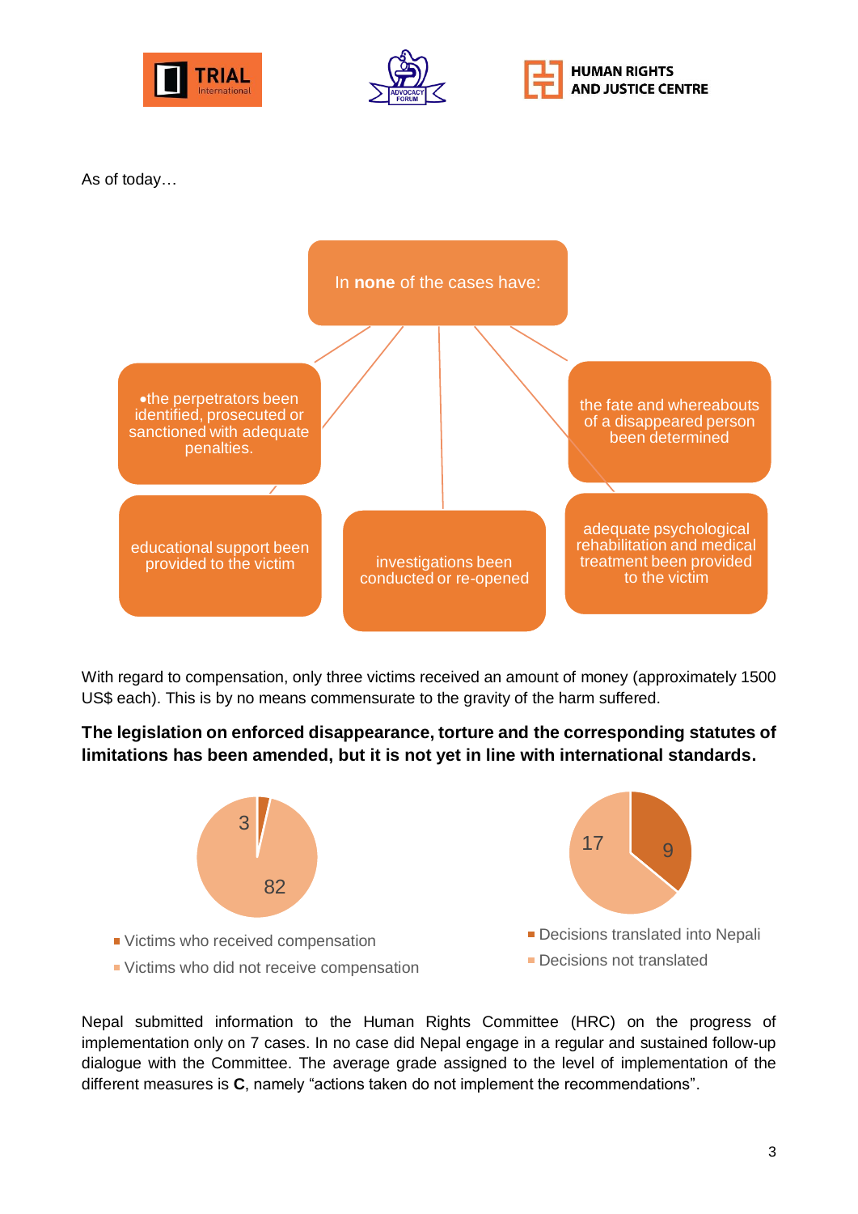As of today…

In **none** of the cases have:

- the perpetrators been identified, prosecuted or sanctioned with adequate penalties.
- the fate and whereabouts of a disappeared person been determined
- educational support been provided to the victim
- investigations been conducted or re-opened
- adequate psychological rehabilitation and medical treatment been provided to the victim

With regard to compensation, only three victims received an amount of money (approximately 1500 US$ each). This is by no means commensurate to the gravity of the harm suffered.

**The legislation on enforced disappearance, torture and the corresponding statutes of limitations has been amended, but it is not yet in line with international standards.**

| Compensation | Number |
| --- | --- |
| Victims who received compensation | 3 |
| Victims who did not receive compensation | 82 |

| Translation | Number |
| --- | --- |
| Decisions translated into Nepali | 9 |
| Decisions not translated | 17 |

Nepal submitted information to the Human Rights Committee (HRC) on the progress of implementation only on 7 cases. In no case did Nepal engage in a regular and sustained follow-up dialogue with the Committee. The average grade assigned to the level of implementation of the different measures is **C**, namely "actions taken do not implement the recommendations".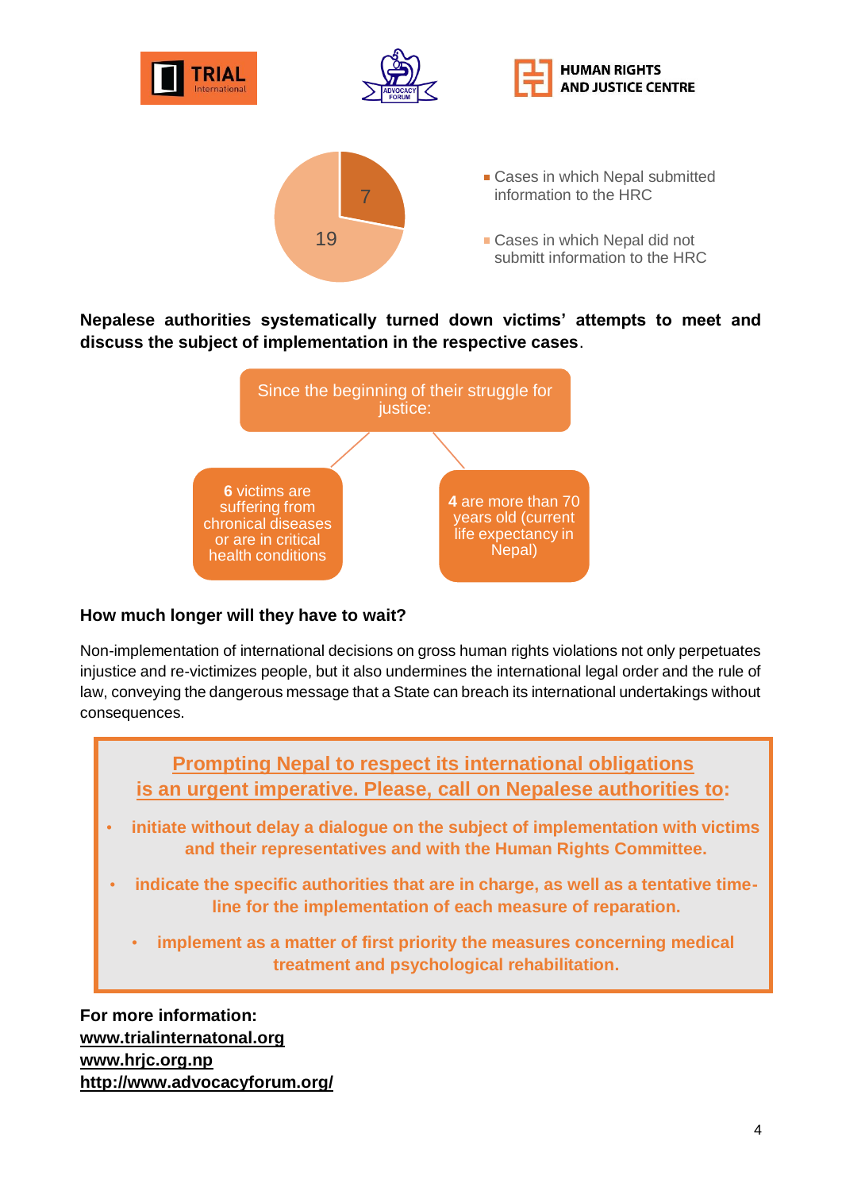7

19

Cases in which Nepal submitted information to the HRC

Cases in which Nepal did not submitt information to the HRC

**Nepalese authorities systematically turned down victims' attempts to meet and discuss the subject of implementation in the respective cases**.

Since the beginning of their struggle for justice:

**6** victims are suffering from chronical diseases or are in critical health conditions

**4** are more than 70 years old (current life expectancy in Nepal)

**How much longer will they have to wait?**

Non-implementation of international decisions on gross human rights violations not only perpetuates injustice and re-victimizes people, but it also undermines the international legal order and the rule of law, conveying the dangerous message that a State can breach its international undertakings without consequences.

**Prompting Nepal to respect its international obligations is an urgent imperative. Please, call on Nepalese authorities to:**

- **initiate without delay a dialogue on the subject of implementation with victims and their representatives and with the Human Rights Committee.**
- **indicate the specific authorities that are in charge, as well as a tentative time-line for the implementation of each measure of reparation.**
- **implement as a matter of first priority the measures concerning medical treatment and psychological rehabilitation.**

**For more information:**
**www.trialinternatonal.org**
**www.hrjc.org.np**
**http://www.advocacyforum.org/**